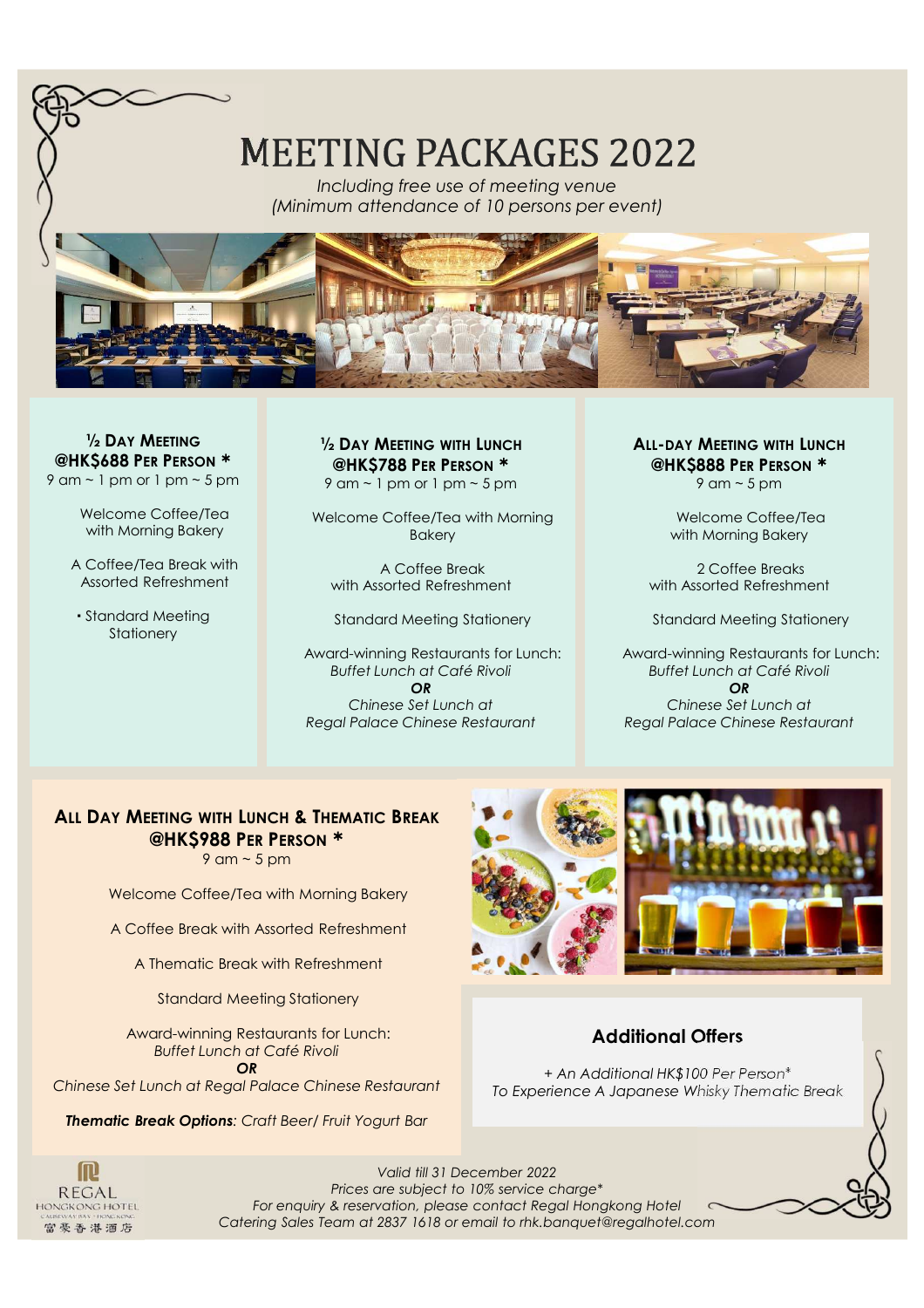# MEETING PACKAGES 2022

*Including free use of meeting venue*
*(Minimum attendance of 10 persons per event)*

### ½ Day Meeting @HK$688 Per Person *

9 am ~ 1 pm or 1 pm ~ 5 pm

Welcome Coffee/Tea with Morning Bakery

A Coffee/Tea Break with Assorted Refreshment

- Standard Meeting Stationery

### ½ Day Meeting with Lunch @HK$788 Per Person *

9 am ~ 1 pm or 1 pm ~ 5 pm

Welcome Coffee/Tea with Morning Bakery

A Coffee Break with Assorted Refreshment

Standard Meeting Stationery

Award-winning Restaurants for Lunch:
*Buffet Lunch at Café Rivoli*
***OR***
*Chinese Set Lunch at Regal Palace Chinese Restaurant*

### All-Day Meeting with Lunch @HK$888 Per Person *

9 am ~ 5 pm

Welcome Coffee/Tea with Morning Bakery

2 Coffee Breaks with Assorted Refreshment

Standard Meeting Stationery

Award-winning Restaurants for Lunch:
*Buffet Lunch at Café Rivoli*
***OR***
*Chinese Set Lunch at Regal Palace Chinese Restaurant*

### All Day Meeting with Lunch & Thematic Break @HK$988 Per Person *

9 am ~ 5 pm

Welcome Coffee/Tea with Morning Bakery

A Coffee Break with Assorted Refreshment

A Thematic Break with Refreshment

Standard Meeting Stationery

Award-winning Restaurants for Lunch:
*Buffet Lunch at Café Rivoli*
***OR***
*Chinese Set Lunch at Regal Palace Chinese Restaurant*

***Thematic Break Options**: Craft Beer/ Fruit Yogurt Bar*

### Additional Offers

*+ An Additional HK$100 Per Person**
*To Experience A Japanese Whisky Thematic Break*

*Valid till 31 December 2022*
*Prices are subject to 10% service charge**
*For enquiry & reservation, please contact Regal Hongkong Hotel Catering Sales Team at 2837 1618 or email to rhk.banquet@regalhotel.com*

REGAL HONGKONG HOTEL CAUSEWAY BAY · HONG KONG 富豪香港酒店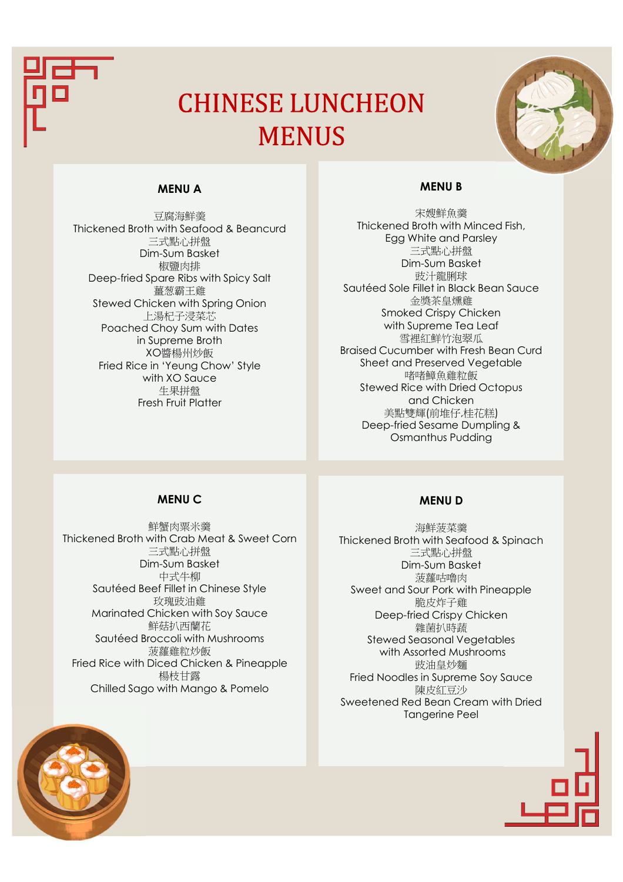# CHINESE LUNCHEON MENUS

## MENU A

豆腐海鮮羹
Thickened Broth with Seafood & Beancurd
三式點心拼盤
Dim-Sum Basket
椒鹽肉排
Deep-fried Spare Ribs with Spicy Salt
薑葱霸王雞
Stewed Chicken with Spring Onion
上湯杞子浸菜芯
Poached Choy Sum with Dates
in Supreme Broth
XO醬楊州炒飯
Fried Rice in 'Yeung Chow' Style
with XO Sauce
生果拼盤
Fresh Fruit Platter

## MENU B

宋嫂鮮魚羹
Thickened Broth with Minced Fish,
Egg White and Parsley
三式點心拼盤
Dim-Sum Basket
豉汁龍脷球
Sautéed Sole Fillet in Black Bean Sauce
金獎茶皇燻雞
Smoked Crispy Chicken
with Supreme Tea Leaf
雪裡紅鮮竹泡翠瓜
Braised Cucumber with Fresh Bean Curd
Sheet and Preserved Vegetable
啫啫鱆魚雞粒飯
Stewed Rice with Dried Octopus
and Chicken
美點雙輝(前堆仔,桂花糕)
Deep-fried Sesame Dumpling &
Osmanthus Pudding

## MENU C

鮮蟹肉粟米羹
Thickened Broth with Crab Meat & Sweet Corn
三式點心拼盤
Dim-Sum Basket
中式牛柳
Sautéed Beef Fillet in Chinese Style
玫瑰豉油雞
Marinated Chicken with Soy Sauce
鮮菇扒西蘭花
Sautéed Broccoli with Mushrooms
菠蘿雞粒炒飯
Fried Rice with Diced Chicken & Pineapple
楊枝甘露
Chilled Sago with Mango & Pomelo

## MENU D

海鮮菠菜羹
Thickened Broth with Seafood & Spinach
三式點心拼盤
Dim-Sum Basket
菠蘿咕嚕肉
Sweet and Sour Pork with Pineapple
脆皮炸子雞
Deep-fried Crispy Chicken
雜菌扒時蔬
Stewed Seasonal Vegetables
with Assorted Mushrooms
豉油皇炒麵
Fried Noodles in Supreme Soy Sauce
陳皮紅豆沙
Sweetened Red Bean Cream with Dried
Tangerine Peel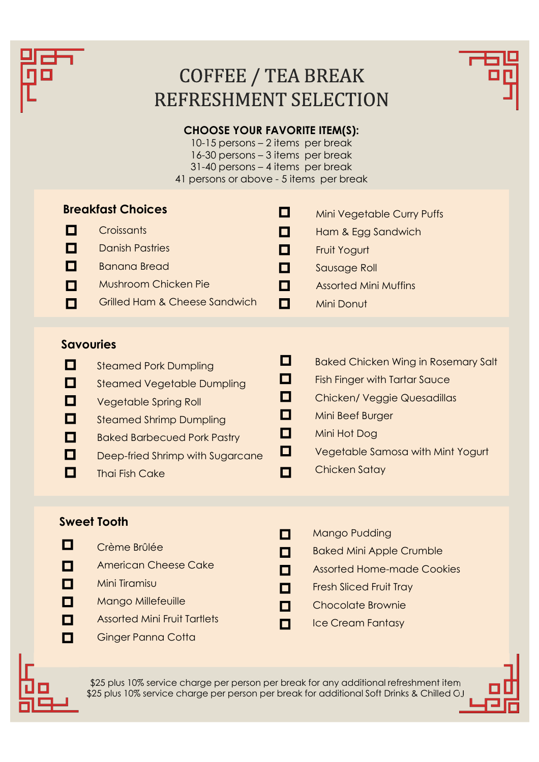# COFFEE / TEA BREAK
# REFRESHMENT SELECTION

**CHOOSE YOUR FAVORITE ITEM(S):**

10-15 persons – 2 items per break
16-30 persons – 3 items per break
31-40 persons – 4 items per break
41 persons or above - 5 items per break

## Breakfast Choices

- ☐ Croissants
- ☐ Danish Pastries
- ☐ Banana Bread
- ☐ Mushroom Chicken Pie
- ☐ Grilled Ham & Cheese Sandwich
- ☐ Mini Vegetable Curry Puffs
- ☐ Ham & Egg Sandwich
- ☐ Fruit Yogurt
- ☐ Sausage Roll
- ☐ Assorted Mini Muffins
- ☐ Mini Donut

## Savouries

- ☐ Steamed Pork Dumpling
- ☐ Steamed Vegetable Dumpling
- ☐ Vegetable Spring Roll
- ☐ Steamed Shrimp Dumpling
- ☐ Baked Barbecued Pork Pastry
- ☐ Deep-fried Shrimp with Sugarcane
- ☐ Thai Fish Cake
- ☐ Baked Chicken Wing in Rosemary Salt
- ☐ Fish Finger with Tartar Sauce
- ☐ Chicken/ Veggie Quesadillas
- ☐ Mini Beef Burger
- ☐ Mini Hot Dog
- ☐ Vegetable Samosa with Mint Yogurt
- ☐ Chicken Satay

## Sweet Tooth

- ☐ Crème Brûlée
- ☐ American Cheese Cake
- ☐ Mini Tiramisu
- ☐ Mango Millefeuille
- ☐ Assorted Mini Fruit Tartlets
- ☐ Ginger Panna Cotta
- ☐ Mango Pudding
- ☐ Baked Mini Apple Crumble
- ☐ Assorted Home-made Cookies
- ☐ Fresh Sliced Fruit Tray
- ☐ Chocolate Brownie
- ☐ Ice Cream Fantasy

$25 plus 10% service charge per person per break for any additional refreshment item
$25 plus 10% service charge per person per break for additional Soft Drinks & Chilled OJ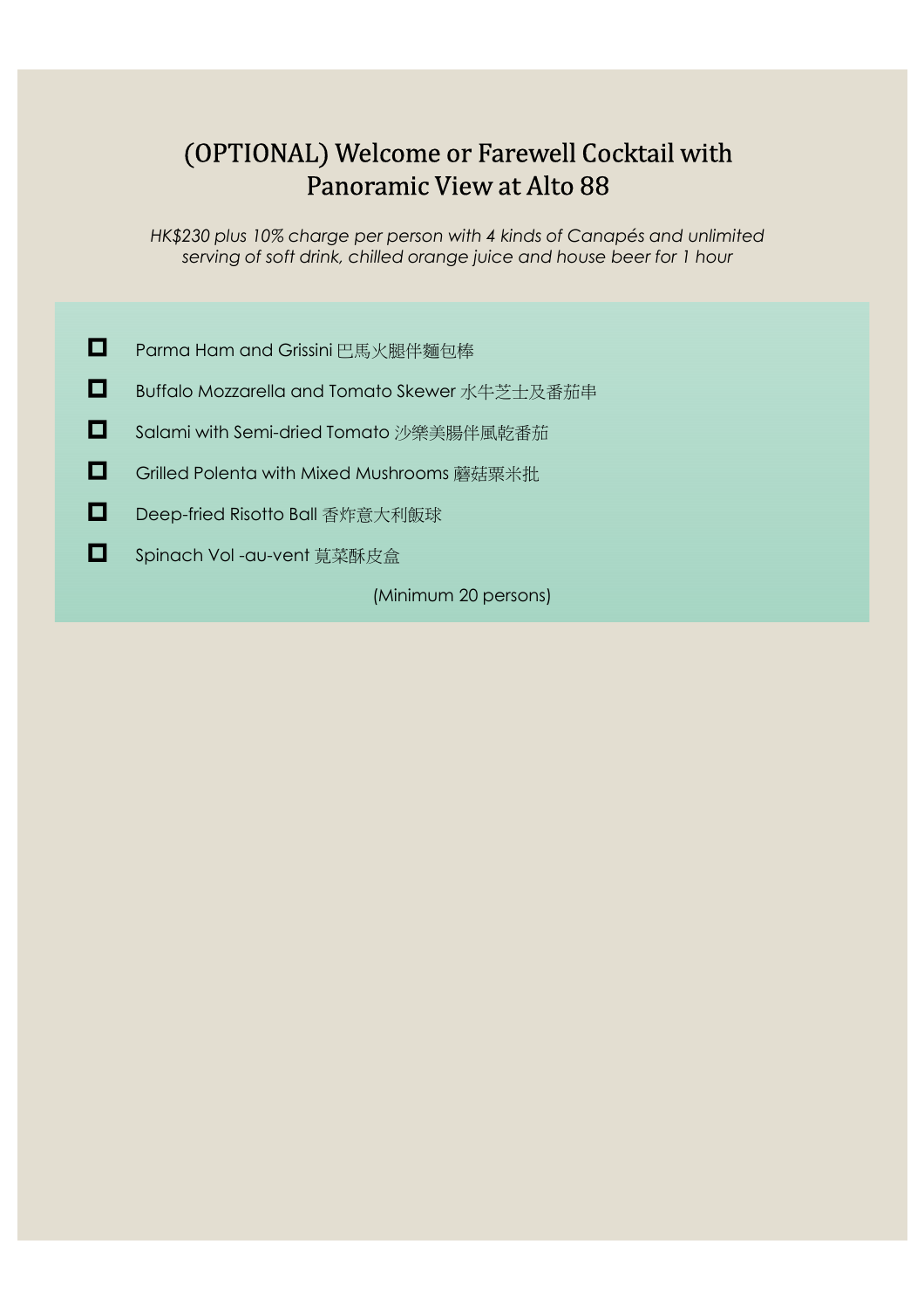# (OPTIONAL) Welcome or Farewell Cocktail with Panoramic View at Alto 88

*HK$230 plus 10% charge per person with 4 kinds of Canapés and unlimited serving of soft drink, chilled orange juice and house beer for 1 hour*

- ☐ Parma Ham and Grissini 巴馬火腿伴麵包棒
- ☐ Buffalo Mozzarella and Tomato Skewer 水牛芝士及番茄串
- ☐ Salami with Semi-dried Tomato 沙樂美腸伴風乾番茄
- ☐ Grilled Polenta with Mixed Mushrooms 蘑菇粟米批
- ☐ Deep-fried Risotto Ball 香炸意大利飯球
- ☐ Spinach Vol -au-vent 莧菜酥皮盒

(Minimum 20 persons)